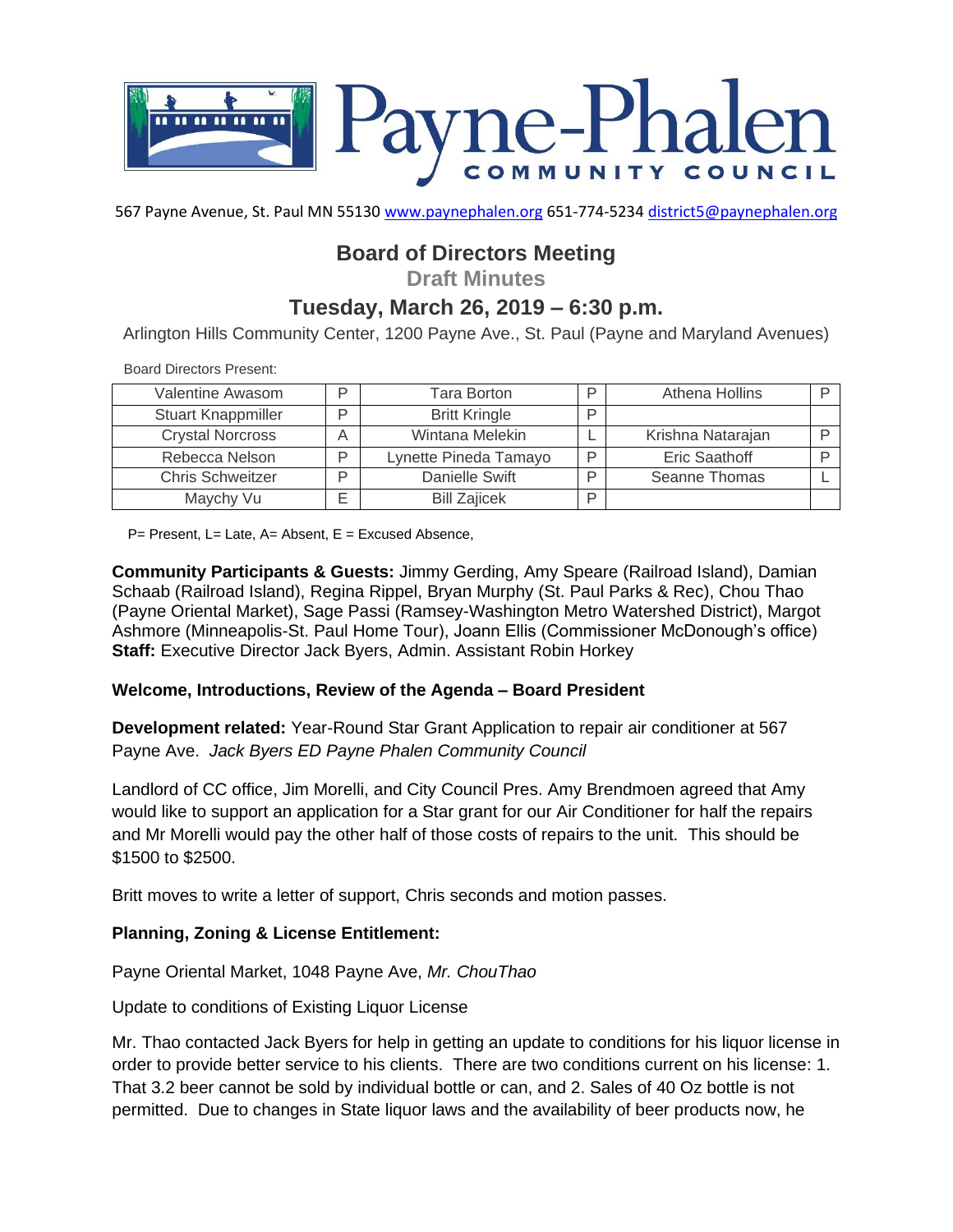# Payne-Phalen COMMUNITY COUNCIL

567 Payne Avenue, St. Paul MN 55130 www.paynephalen.org 651-774-5234 district5@paynephalen.org

## Board of Directors Meeting

### Draft Minutes

## Tuesday, March 26, 2019 – 6:30 p.m.

Arlington Hills Community Center, 1200 Payne Ave., St. Paul (Payne and Maryland Avenues)

Board Directors Present:

| | | | | | |
|---|---|---|---|---|---|
| Valentine Awasom | P | Tara Borton | P | Athena Hollins | P |
| Stuart Knappmiller | P | Britt Kringle | P | | |
| Crystal Norcross | A | Wintana Melekin | L | Krishna Natarajan | P |
| Rebecca Nelson | P | Lynette Pineda Tamayo | P | Eric Saathoff | P |
| Chris Schweitzer | P | Danielle Swift | P | Seanne Thomas | L |
| Maychy Vu | E | Bill Zajicek | P | | |

P= Present, L= Late, A= Absent, E = Excused Absence,

**Community Participants & Guests:** Jimmy Gerding, Amy Speare (Railroad Island), Damian Schaab (Railroad Island), Regina Rippel, Bryan Murphy (St. Paul Parks & Rec), Chou Thao (Payne Oriental Market), Sage Passi (Ramsey-Washington Metro Watershed District), Margot Ashmore (Minneapolis-St. Paul Home Tour), Joann Ellis (Commissioner McDonough's office)
**Staff:** Executive Director Jack Byers, Admin. Assistant Robin Horkey

**Welcome, Introductions, Review of the Agenda – Board President**

**Development related:** Year-Round Star Grant Application to repair air conditioner at 567 Payne Ave. *Jack Byers ED Payne Phalen Community Council*

Landlord of CC office, Jim Morelli, and City Council Pres. Amy Brendmoen agreed that Amy would like to support an application for a Star grant for our Air Conditioner for half the repairs and Mr Morelli would pay the other half of those costs of repairs to the unit. This should be $1500 to $2500.

Britt moves to write a letter of support, Chris seconds and motion passes.

**Planning, Zoning & License Entitlement:**

Payne Oriental Market, 1048 Payne Ave, *Mr. ChouThao*

Update to conditions of Existing Liquor License

Mr. Thao contacted Jack Byers for help in getting an update to conditions for his liquor license in order to provide better service to his clients. There are two conditions current on his license: 1. That 3.2 beer cannot be sold by individual bottle or can, and 2. Sales of 40 Oz bottle is not permitted. Due to changes in State liquor laws and the availability of beer products now, he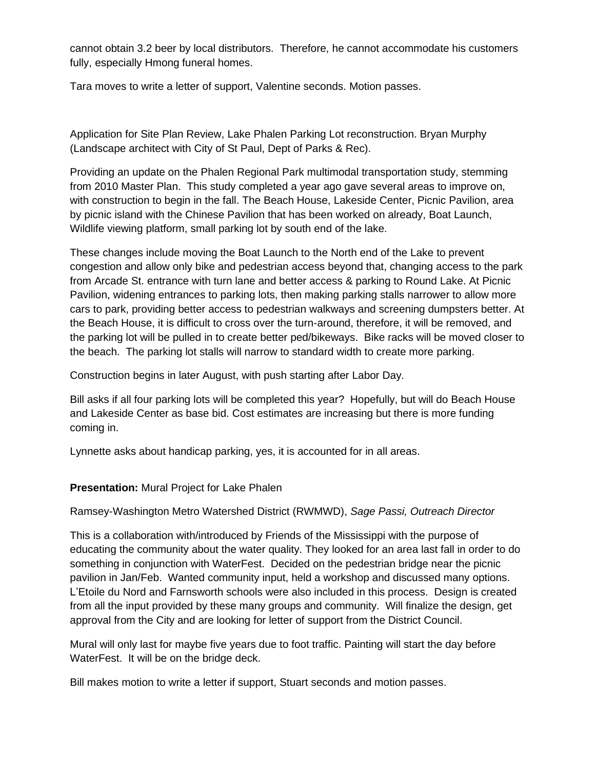cannot obtain 3.2 beer by local distributors. Therefore, he cannot accommodate his customers fully, especially Hmong funeral homes.

Tara moves to write a letter of support, Valentine seconds. Motion passes.

Application for Site Plan Review, Lake Phalen Parking Lot reconstruction. Bryan Murphy (Landscape architect with City of St Paul, Dept of Parks & Rec).

Providing an update on the Phalen Regional Park multimodal transportation study, stemming from 2010 Master Plan. This study completed a year ago gave several areas to improve on, with construction to begin in the fall. The Beach House, Lakeside Center, Picnic Pavilion, area by picnic island with the Chinese Pavilion that has been worked on already, Boat Launch, Wildlife viewing platform, small parking lot by south end of the lake.

These changes include moving the Boat Launch to the North end of the Lake to prevent congestion and allow only bike and pedestrian access beyond that, changing access to the park from Arcade St. entrance with turn lane and better access & parking to Round Lake. At Picnic Pavilion, widening entrances to parking lots, then making parking stalls narrower to allow more cars to park, providing better access to pedestrian walkways and screening dumpsters better. At the Beach House, it is difficult to cross over the turn-around, therefore, it will be removed, and the parking lot will be pulled in to create better ped/bikeways. Bike racks will be moved closer to the beach. The parking lot stalls will narrow to standard width to create more parking.

Construction begins in later August, with push starting after Labor Day.

Bill asks if all four parking lots will be completed this year? Hopefully, but will do Beach House and Lakeside Center as base bid. Cost estimates are increasing but there is more funding coming in.

Lynnette asks about handicap parking, yes, it is accounted for in all areas.

**Presentation:** Mural Project for Lake Phalen

Ramsey-Washington Metro Watershed District (RWMWD), *Sage Passi, Outreach Director*

This is a collaboration with/introduced by Friends of the Mississippi with the purpose of educating the community about the water quality. They looked for an area last fall in order to do something in conjunction with WaterFest. Decided on the pedestrian bridge near the picnic pavilion in Jan/Feb. Wanted community input, held a workshop and discussed many options. L'Etoile du Nord and Farnsworth schools were also included in this process. Design is created from all the input provided by these many groups and community. Will finalize the design, get approval from the City and are looking for letter of support from the District Council.

Mural will only last for maybe five years due to foot traffic. Painting will start the day before WaterFest. It will be on the bridge deck.

Bill makes motion to write a letter if support, Stuart seconds and motion passes.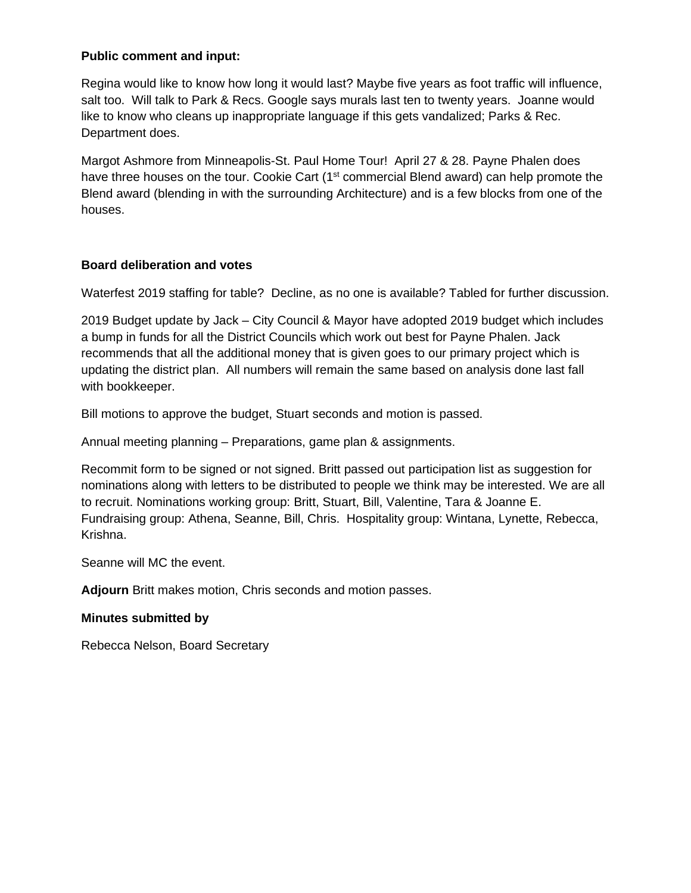**Public comment and input:**

Regina would like to know how long it would last? Maybe five years as foot traffic will influence, salt too. Will talk to Park & Recs. Google says murals last ten to twenty years. Joanne would like to know who cleans up inappropriate language if this gets vandalized; Parks & Rec. Department does.

Margot Ashmore from Minneapolis-St. Paul Home Tour! April 27 & 28. Payne Phalen does have three houses on the tour. Cookie Cart (1st commercial Blend award) can help promote the Blend award (blending in with the surrounding Architecture) and is a few blocks from one of the houses.

**Board deliberation and votes**

Waterfest 2019 staffing for table? Decline, as no one is available? Tabled for further discussion.

2019 Budget update by Jack – City Council & Mayor have adopted 2019 budget which includes a bump in funds for all the District Councils which work out best for Payne Phalen. Jack recommends that all the additional money that is given goes to our primary project which is updating the district plan. All numbers will remain the same based on analysis done last fall with bookkeeper.

Bill motions to approve the budget, Stuart seconds and motion is passed.

Annual meeting planning – Preparations, game plan & assignments.

Recommit form to be signed or not signed. Britt passed out participation list as suggestion for nominations along with letters to be distributed to people we think may be interested. We are all to recruit. Nominations working group: Britt, Stuart, Bill, Valentine, Tara & Joanne E. Fundraising group: Athena, Seanne, Bill, Chris. Hospitality group: Wintana, Lynette, Rebecca, Krishna.

Seanne will MC the event.

**Adjourn** Britt makes motion, Chris seconds and motion passes.

**Minutes submitted by**

Rebecca Nelson, Board Secretary